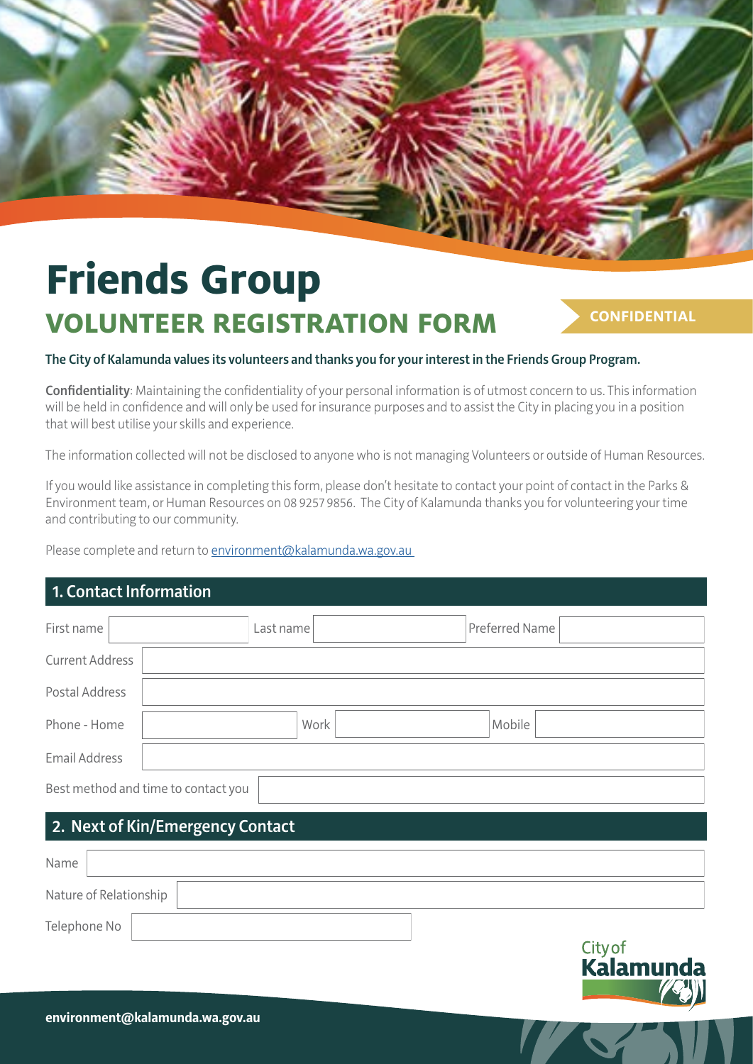# Friends Group

## VOLUNTEER REGISTRATION FORM

**CONFIDENTIAL**

**The City of Kalamunda values its volunteers and thanks you for your interest in the Friends Group Program.**

**Confidentiality**: Maintaining the confidentiality of your personal information is of utmost concern to us. This information will be held in confidence and will only be used for insurance purposes and to assist the City in placing you in a position that will best utilise your skills and experience.

The information collected will not be disclosed to anyone who is not managing Volunteers or outside of Human Resources.

If you would like assistance in completing this form, please don't hesitate to contact your point of contact in the Parks & Environment team, or Human Resources on 08 9257 9856. The City of Kalamunda thanks you for volunteering your time and contributing to our community.

Please complete and return to environment@kalamunda.wa.gov.au

## 1. Contact Information

| First name | | Last name | | Preferred Name | |
|---|---|---|---|---|---|
| Current Address | | | | | |
| Postal Address | | | | | |
| Phone - Home | | Work | | Mobile | |
| Email Address | | | | | |
| Best method and time to contact you | | | | | |

## 2. Next of Kin/Emergency Contact

| Name | |
|---|---|
| Nature of Relationship | |
| Telephone No | |

City of Kalamunda

**environment@kalamunda.wa.gov.au**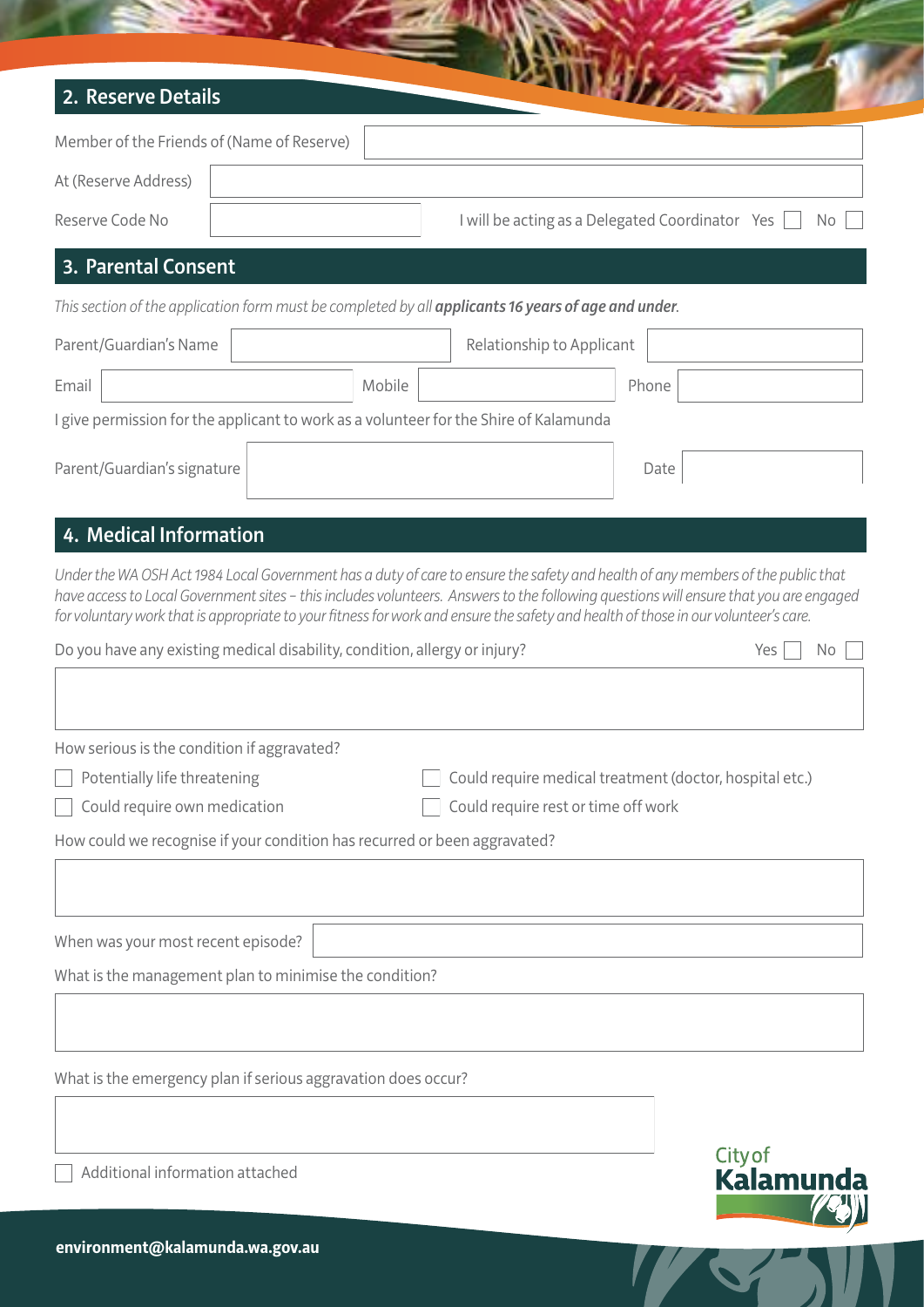## 2. Reserve Details

Member of the Friends of (Name of Reserve)

At (Reserve Address)

Reserve Code No

I will be acting as a Delegated Coordinator Yes ☐ No ☐

## 3. Parental Consent

*This section of the application form must be completed by all **applicants 16 years of age and under**.*

Parent/Guardian's Name

Relationship to Applicant

Email

Mobile

Phone

I give permission for the applicant to work as a volunteer for the Shire of Kalamunda

Parent/Guardian's signature

Date

## 4. Medical Information

*Under the WA OSH Act 1984 Local Government has a duty of care to ensure the safety and health of any members of the public that have access to Local Government sites – this includes volunteers. Answers to the following questions will ensure that you are engaged for voluntary work that is appropriate to your fitness for work and ensure the safety and health of those in our volunteer's care.*

Do you have any existing medical disability, condition, allergy or injury? Yes ☐ No ☐

How serious is the condition if aggravated?

- ☐ Potentially life threatening
- ☐ Could require medical treatment (doctor, hospital etc.)
- ☐ Could require own medication
- ☐ Could require rest or time off work

How could we recognise if your condition has recurred or been aggravated?

When was your most recent episode?

What is the management plan to minimise the condition?

What is the emergency plan if serious aggravation does occur?

☐ Additional information attached

City of Kalamunda

environment@kalamunda.wa.gov.au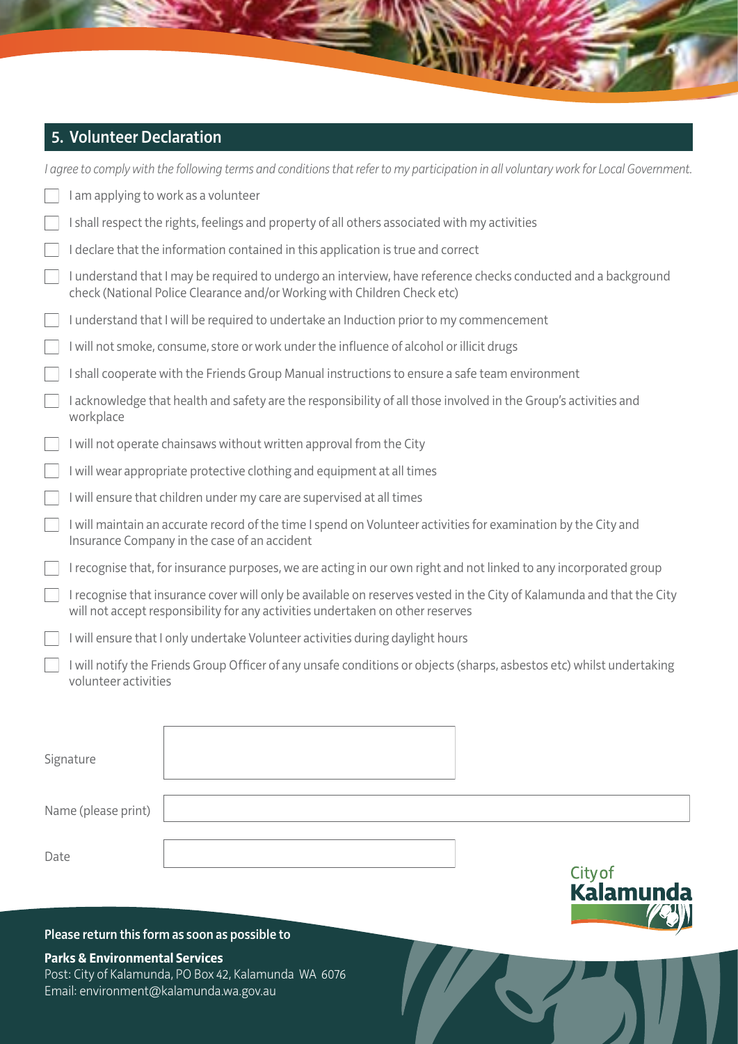## 5. Volunteer Declaration

*I agree to comply with the following terms and conditions that refer to my participation in all voluntary work for Local Government.*

- [ ] I am applying to work as a volunteer
- [ ] I shall respect the rights, feelings and property of all others associated with my activities
- [ ] I declare that the information contained in this application is true and correct
- [ ] I understand that I may be required to undergo an interview, have reference checks conducted and a background check (National Police Clearance and/or Working with Children Check etc)
- [ ] I understand that I will be required to undertake an Induction prior to my commencement
- [ ] I will not smoke, consume, store or work under the influence of alcohol or illicit drugs
- [ ] I shall cooperate with the Friends Group Manual instructions to ensure a safe team environment
- [ ] I acknowledge that health and safety are the responsibility of all those involved in the Group's activities and workplace
- [ ] I will not operate chainsaws without written approval from the City
- [ ] I will wear appropriate protective clothing and equipment at all times
- [ ] I will ensure that children under my care are supervised at all times
- [ ] I will maintain an accurate record of the time I spend on Volunteer activities for examination by the City and Insurance Company in the case of an accident
- [ ] I recognise that, for insurance purposes, we are acting in our own right and not linked to any incorporated group
- [ ] I recognise that insurance cover will only be available on reserves vested in the City of Kalamunda and that the City will not accept responsibility for any activities undertaken on other reserves
- [ ] I will ensure that I only undertake Volunteer activities during daylight hours
- [ ] I will notify the Friends Group Officer of any unsafe conditions or objects (sharps, asbestos etc) whilst undertaking volunteer activities

Signature

Name (please print)

Date

City of Kalamunda

**Please return this form as soon as possible to**

**Parks & Environmental Services**
Post: City of Kalamunda, PO Box 42, Kalamunda WA 6076
Email: environment@kalamunda.wa.gov.au